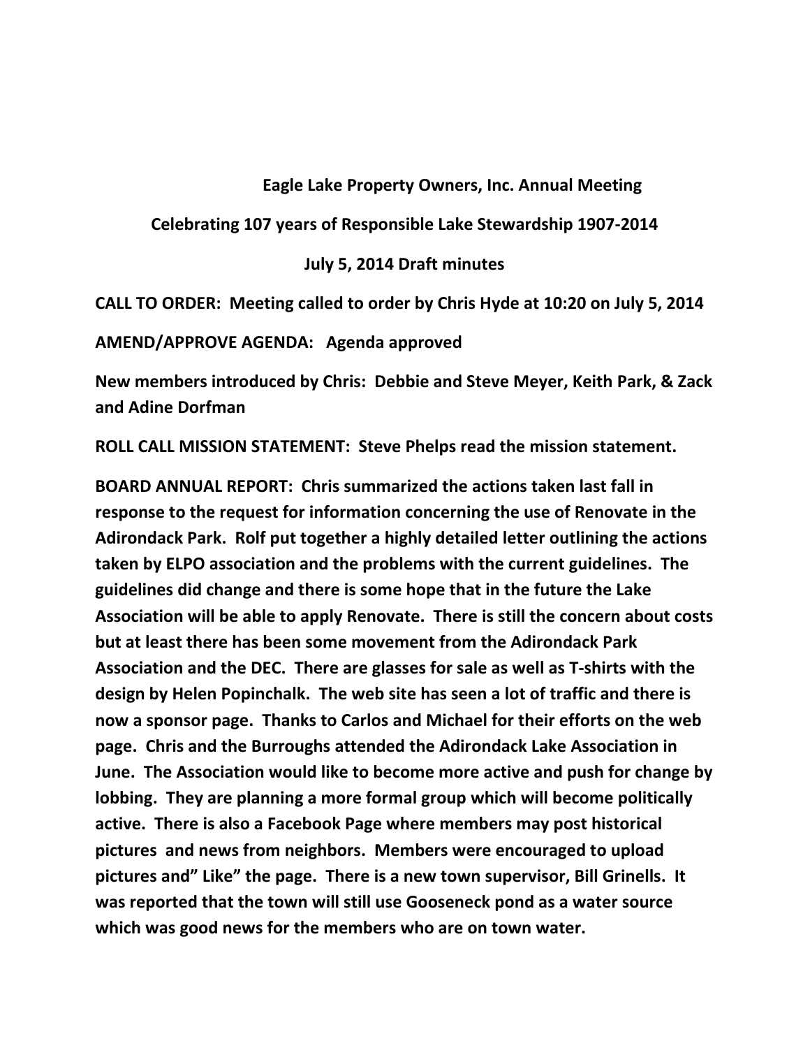**Eagle Lake Property Owners, Inc. Annual Meeting**

**Celebrating 107 years of Responsible Lake Stewardship 1907-2014**

**July 5, 2014 Draft minutes**

**CALL TO ORDER: Meeting called to order by Chris Hyde at 10:20 on July 5, 2014**

**AMEND/APPROVE AGENDA: Agenda approved**

**New members introduced by Chris: Debbie and Steve Meyer, Keith Park, & Zack and Adine Dorfman**

**ROLL CALL MISSION STATEMENT: Steve Phelps read the mission statement.**

**BOARD ANNUAL REPORT: Chris summarized the actions taken last fall in response to the request for information concerning the use of Renovate in the Adirondack Park. Rolf put together a highly detailed letter outlining the actions taken by ELPO association and the problems with the current guidelines. The guidelines did change and there is some hope that in the future the Lake Association will be able to apply Renovate. There is still the concern about costs but at least there has been some movement from the Adirondack Park Association and the DEC. There are glasses for sale as well as T-shirts with the design by Helen Popinchalk. The web site has seen a lot of traffic and there is now a sponsor page. Thanks to Carlos and Michael for their efforts on the web page. Chris and the Burroughs attended the Adirondack Lake Association in June. The Association would like to become more active and push for change by lobbing. They are planning a more formal group which will become politically active. There is also a Facebook Page where members may post historical pictures and news from neighbors. Members were encouraged to upload pictures and" Like" the page. There is a new town supervisor, Bill Grinells. It was reported that the town will still use Gooseneck pond as a water source which was good news for the members who are on town water.**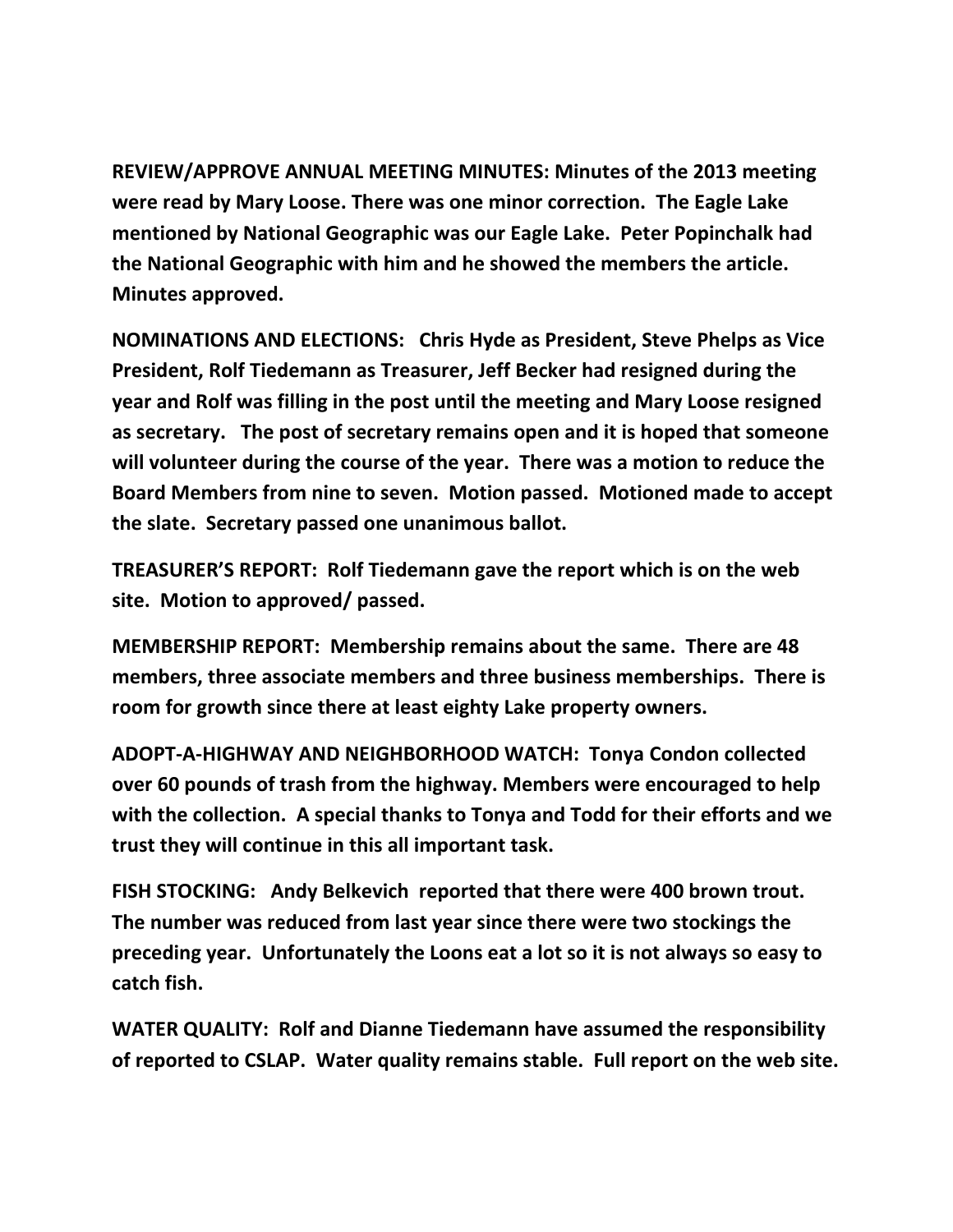**REVIEW/APPROVE ANNUAL MEETING MINUTES: Minutes of the 2013 meeting were read by Mary Loose. There was one minor correction. The Eagle Lake mentioned by National Geographic was our Eagle Lake. Peter Popinchalk had the National Geographic with him and he showed the members the article. Minutes approved.**

**NOMINATIONS AND ELECTIONS: Chris Hyde as President, Steve Phelps as Vice President, Rolf Tiedemann as Treasurer, Jeff Becker had resigned during the year and Rolf was filling in the post until the meeting and Mary Loose resigned as secretary. The post of secretary remains open and it is hoped that someone will volunteer during the course of the year. There was a motion to reduce the Board Members from nine to seven. Motion passed. Motioned made to accept the slate. Secretary passed one unanimous ballot.**

**TREASURER'S REPORT: Rolf Tiedemann gave the report which is on the web site. Motion to approved/ passed.**

**MEMBERSHIP REPORT: Membership remains about the same. There are 48 members, three associate members and three business memberships. There is room for growth since there at least eighty Lake property owners.**

**ADOPT-A-HIGHWAY AND NEIGHBORHOOD WATCH: Tonya Condon collected over 60 pounds of trash from the highway. Members were encouraged to help with the collection. A special thanks to Tonya and Todd for their efforts and we trust they will continue in this all important task.**

**FISH STOCKING: Andy Belkevich reported that there were 400 brown trout. The number was reduced from last year since there were two stockings the preceding year. Unfortunately the Loons eat a lot so it is not always so easy to catch fish.**

**WATER QUALITY: Rolf and Dianne Tiedemann have assumed the responsibility of reported to CSLAP. Water quality remains stable. Full report on the web site.**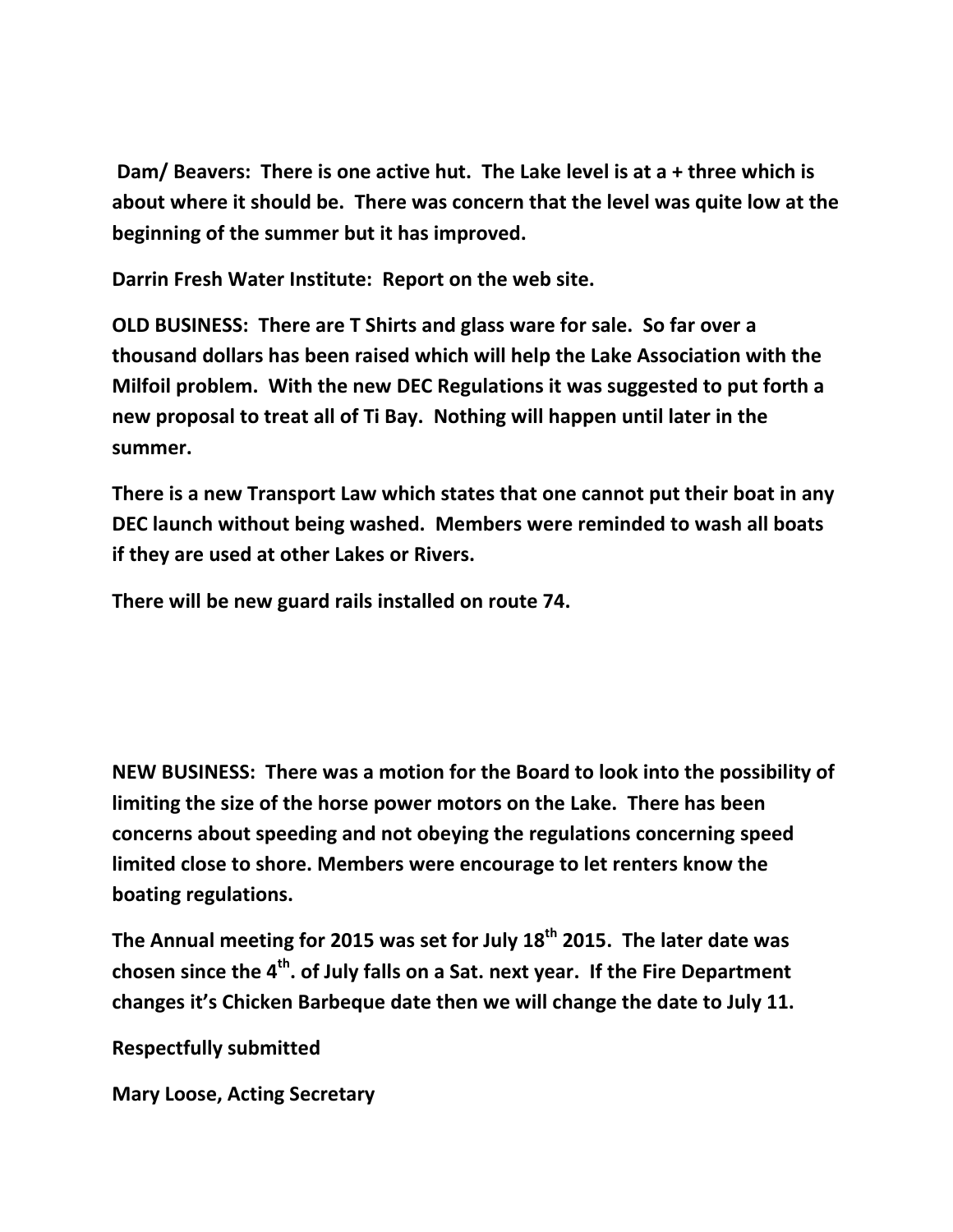**Dam/ Beavers: There is one active hut. The Lake level is at a + three which is about where it should be. There was concern that the level was quite low at the beginning of the summer but it has improved.**

**Darrin Fresh Water Institute: Report on the web site.**

**OLD BUSINESS: There are T Shirts and glass ware for sale. So far over a thousand dollars has been raised which will help the Lake Association with the Milfoil problem. With the new DEC Regulations it was suggested to put forth a new proposal to treat all of Ti Bay. Nothing will happen until later in the summer.**

**There is a new Transport Law which states that one cannot put their boat in any DEC launch without being washed. Members were reminded to wash all boats if they are used at other Lakes or Rivers.**

**There will be new guard rails installed on route 74.**

**NEW BUSINESS: There was a motion for the Board to look into the possibility of limiting the size of the horse power motors on the Lake. There has been concerns about speeding and not obeying the regulations concerning speed limited close to shore. Members were encourage to let renters know the boating regulations.**

**The Annual meeting for 2015 was set for July 18th 2015. The later date was chosen since the 4th. of July falls on a Sat. next year. If the Fire Department changes it's Chicken Barbeque date then we will change the date to July 11.**

**Respectfully submitted**

**Mary Loose, Acting Secretary**